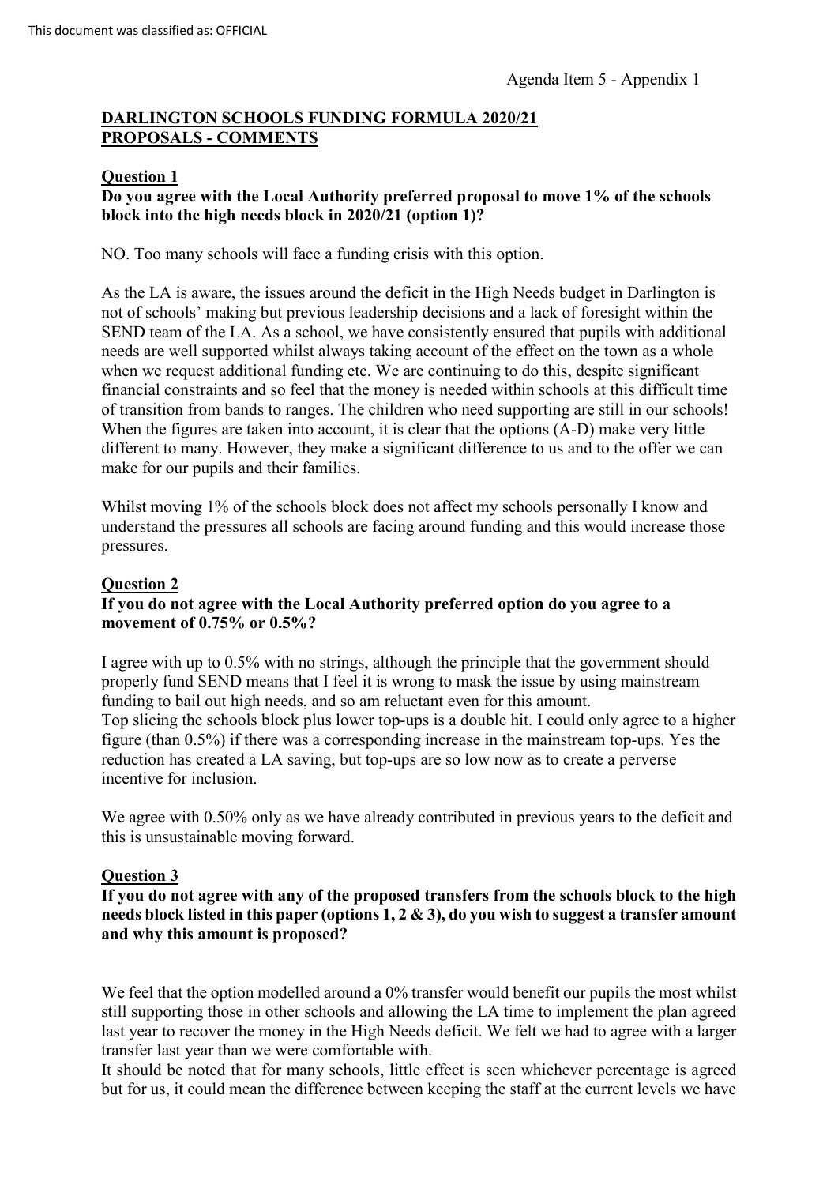This document was classified as: OFFICIAL

Agenda Item 5 - Appendix 1

## DARLINGTON SCHOOLS FUNDING FORMULA 2020/21 PROPOSALS - COMMENTS

### Question 1

**Do you agree with the Local Authority preferred proposal to move 1% of the schools block into the high needs block in 2020/21 (option 1)?**

NO. Too many schools will face a funding crisis with this option.

As the LA is aware, the issues around the deficit in the High Needs budget in Darlington is not of schools' making but previous leadership decisions and a lack of foresight within the SEND team of the LA. As a school, we have consistently ensured that pupils with additional needs are well supported whilst always taking account of the effect on the town as a whole when we request additional funding etc. We are continuing to do this, despite significant financial constraints and so feel that the money is needed within schools at this difficult time of transition from bands to ranges. The children who need supporting are still in our schools! When the figures are taken into account, it is clear that the options (A-D) make very little different to many. However, they make a significant difference to us and to the offer we can make for our pupils and their families.

Whilst moving 1% of the schools block does not affect my schools personally I know and understand the pressures all schools are facing around funding and this would increase those pressures.

### Question 2

**If you do not agree with the Local Authority preferred option do you agree to a movement of 0.75% or 0.5%?**

I agree with up to 0.5% with no strings, although the principle that the government should properly fund SEND means that I feel it is wrong to mask the issue by using mainstream funding to bail out high needs, and so am reluctant even for this amount.
Top slicing the schools block plus lower top-ups is a double hit. I could only agree to a higher figure (than 0.5%) if there was a corresponding increase in the mainstream top-ups. Yes the reduction has created a LA saving, but top-ups are so low now as to create a perverse incentive for inclusion.

We agree with 0.50% only as we have already contributed in previous years to the deficit and this is unsustainable moving forward.

### Question 3

**If you do not agree with any of the proposed transfers from the schools block to the high needs block listed in this paper (options 1, 2 & 3), do you wish to suggest a transfer amount and why this amount is proposed?**

We feel that the option modelled around a 0% transfer would benefit our pupils the most whilst still supporting those in other schools and allowing the LA time to implement the plan agreed last year to recover the money in the High Needs deficit. We felt we had to agree with a larger transfer last year than we were comfortable with.
It should be noted that for many schools, little effect is seen whichever percentage is agreed but for us, it could mean the difference between keeping the staff at the current levels we have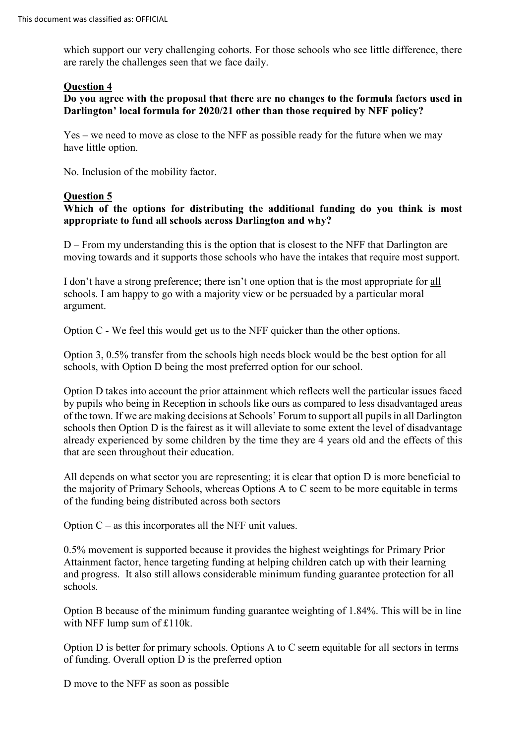which support our very challenging cohorts. For those schools who see little difference, there are rarely the challenges seen that we face daily.

**Question 4**

**Do you agree with the proposal that there are no changes to the formula factors used in Darlington' local formula for 2020/21 other than those required by NFF policy?**

Yes – we need to move as close to the NFF as possible ready for the future when we may have little option.

No. Inclusion of the mobility factor.

**Question 5**

**Which of the options for distributing the additional funding do you think is most appropriate to fund all schools across Darlington and why?**

D – From my understanding this is the option that is closest to the NFF that Darlington are moving towards and it supports those schools who have the intakes that require most support.

I don't have a strong preference; there isn't one option that is the most appropriate for all schools. I am happy to go with a majority view or be persuaded by a particular moral argument.

Option C - We feel this would get us to the NFF quicker than the other options.

Option 3, 0.5% transfer from the schools high needs block would be the best option for all schools, with Option D being the most preferred option for our school.

Option D takes into account the prior attainment which reflects well the particular issues faced by pupils who being in Reception in schools like ours as compared to less disadvantaged areas of the town. If we are making decisions at Schools' Forum to support all pupils in all Darlington schools then Option D is the fairest as it will alleviate to some extent the level of disadvantage already experienced by some children by the time they are 4 years old and the effects of this that are seen throughout their education.

All depends on what sector you are representing; it is clear that option D is more beneficial to the majority of Primary Schools, whereas Options A to C seem to be more equitable in terms of the funding being distributed across both sectors

Option C – as this incorporates all the NFF unit values.

0.5% movement is supported because it provides the highest weightings for Primary Prior Attainment factor, hence targeting funding at helping children catch up with their learning and progress. It also still allows considerable minimum funding guarantee protection for all schools.

Option B because of the minimum funding guarantee weighting of 1.84%. This will be in line with NFF lump sum of £110k.

Option D is better for primary schools. Options A to C seem equitable for all sectors in terms of funding. Overall option D is the preferred option

D move to the NFF as soon as possible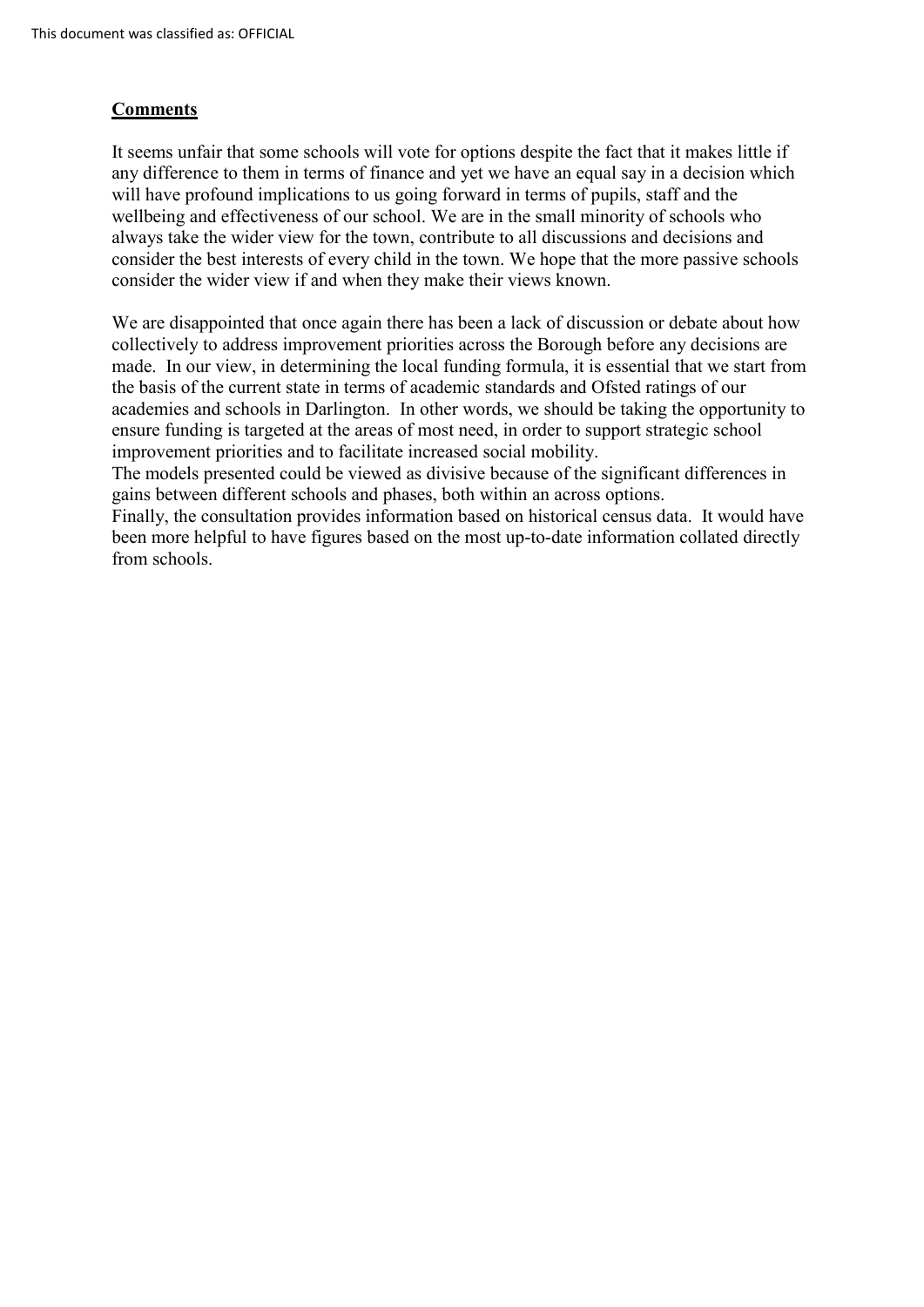**Comments**

It seems unfair that some schools will vote for options despite the fact that it makes little if any difference to them in terms of finance and yet we have an equal say in a decision which will have profound implications to us going forward in terms of pupils, staff and the wellbeing and effectiveness of our school. We are in the small minority of schools who always take the wider view for the town, contribute to all discussions and decisions and consider the best interests of every child in the town. We hope that the more passive schools consider the wider view if and when they make their views known.

We are disappointed that once again there has been a lack of discussion or debate about how collectively to address improvement priorities across the Borough before any decisions are made. In our view, in determining the local funding formula, it is essential that we start from the basis of the current state in terms of academic standards and Ofsted ratings of our academies and schools in Darlington. In other words, we should be taking the opportunity to ensure funding is targeted at the areas of most need, in order to support strategic school improvement priorities and to facilitate increased social mobility.
The models presented could be viewed as divisive because of the significant differences in gains between different schools and phases, both within an across options.
Finally, the consultation provides information based on historical census data. It would have been more helpful to have figures based on the most up-to-date information collated directly from schools.